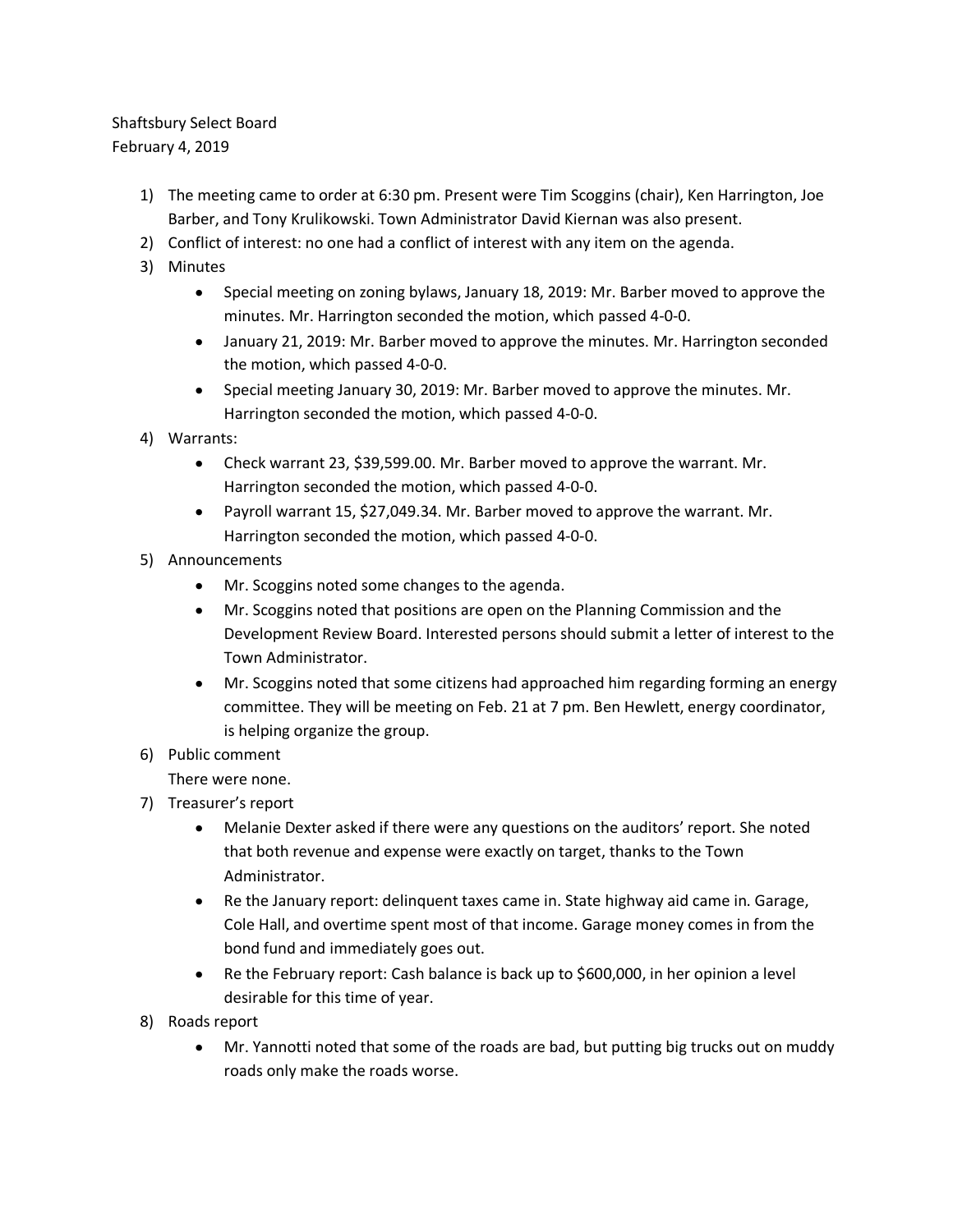Shaftsbury Select Board
February 4, 2019

1) The meeting came to order at 6:30 pm. Present were Tim Scoggins (chair), Ken Harrington, Joe Barber, and Tony Krulikowski. Town Administrator David Kiernan was also present.
2) Conflict of interest: no one had a conflict of interest with any item on the agenda.
3) Minutes
    - Special meeting on zoning bylaws, January 18, 2019: Mr. Barber moved to approve the minutes. Mr. Harrington seconded the motion, which passed 4-0-0.
    - January 21, 2019: Mr. Barber moved to approve the minutes. Mr. Harrington seconded the motion, which passed 4-0-0.
    - Special meeting January 30, 2019: Mr. Barber moved to approve the minutes. Mr. Harrington seconded the motion, which passed 4-0-0.
4) Warrants:
    - Check warrant 23, $39,599.00. Mr. Barber moved to approve the warrant. Mr. Harrington seconded the motion, which passed 4-0-0.
    - Payroll warrant 15, $27,049.34. Mr. Barber moved to approve the warrant. Mr. Harrington seconded the motion, which passed 4-0-0.
5) Announcements
    - Mr. Scoggins noted some changes to the agenda.
    - Mr. Scoggins noted that positions are open on the Planning Commission and the Development Review Board. Interested persons should submit a letter of interest to the Town Administrator.
    - Mr. Scoggins noted that some citizens had approached him regarding forming an energy committee. They will be meeting on Feb. 21 at 7 pm. Ben Hewlett, energy coordinator, is helping organize the group.
6) Public comment
   There were none.
7) Treasurer's report
    - Melanie Dexter asked if there were any questions on the auditors' report. She noted that both revenue and expense were exactly on target, thanks to the Town Administrator.
    - Re the January report: delinquent taxes came in. State highway aid came in. Garage, Cole Hall, and overtime spent most of that income. Garage money comes in from the bond fund and immediately goes out.
    - Re the February report: Cash balance is back up to $600,000, in her opinion a level desirable for this time of year.
8) Roads report
    - Mr. Yannotti noted that some of the roads are bad, but putting big trucks out on muddy roads only make the roads worse.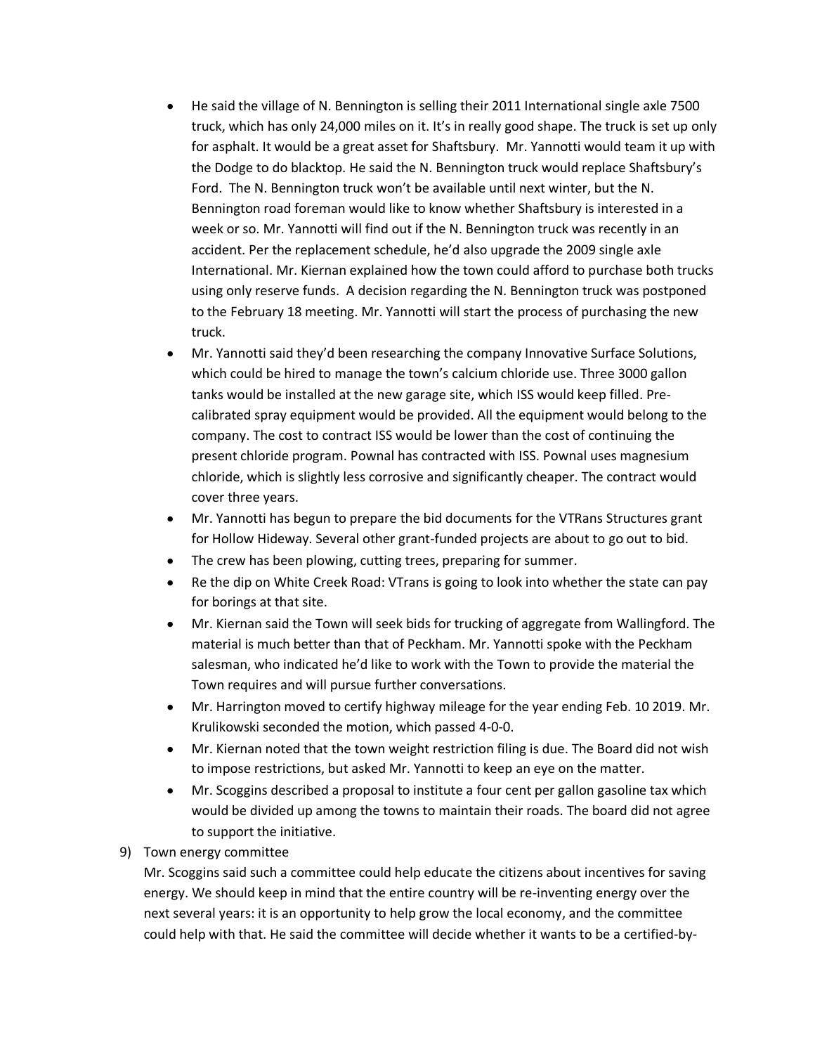- He said the village of N. Bennington is selling their 2011 International single axle 7500 truck, which has only 24,000 miles on it. It's in really good shape. The truck is set up only for asphalt. It would be a great asset for Shaftsbury. Mr. Yannotti would team it up with the Dodge to do blacktop. He said the N. Bennington truck would replace Shaftsbury's Ford. The N. Bennington truck won't be available until next winter, but the N. Bennington road foreman would like to know whether Shaftsbury is interested in a week or so. Mr. Yannotti will find out if the N. Bennington truck was recently in an accident. Per the replacement schedule, he'd also upgrade the 2009 single axle International. Mr. Kiernan explained how the town could afford to purchase both trucks using only reserve funds. A decision regarding the N. Bennington truck was postponed to the February 18 meeting. Mr. Yannotti will start the process of purchasing the new truck.
- Mr. Yannotti said they'd been researching the company Innovative Surface Solutions, which could be hired to manage the town's calcium chloride use. Three 3000 gallon tanks would be installed at the new garage site, which ISS would keep filled. Pre-calibrated spray equipment would be provided. All the equipment would belong to the company. The cost to contract ISS would be lower than the cost of continuing the present chloride program. Pownal has contracted with ISS. Pownal uses magnesium chloride, which is slightly less corrosive and significantly cheaper. The contract would cover three years.
- Mr. Yannotti has begun to prepare the bid documents for the VTRans Structures grant for Hollow Hideway. Several other grant-funded projects are about to go out to bid.
- The crew has been plowing, cutting trees, preparing for summer.
- Re the dip on White Creek Road: VTrans is going to look into whether the state can pay for borings at that site.
- Mr. Kiernan said the Town will seek bids for trucking of aggregate from Wallingford. The material is much better than that of Peckham. Mr. Yannotti spoke with the Peckham salesman, who indicated he'd like to work with the Town to provide the material the Town requires and will pursue further conversations.
- Mr. Harrington moved to certify highway mileage for the year ending Feb. 10 2019. Mr. Krulikowski seconded the motion, which passed 4-0-0.
- Mr. Kiernan noted that the town weight restriction filing is due. The Board did not wish to impose restrictions, but asked Mr. Yannotti to keep an eye on the matter.
- Mr. Scoggins described a proposal to institute a four cent per gallon gasoline tax which would be divided up among the towns to maintain their roads. The board did not agree to support the initiative.

9) Town energy committee

Mr. Scoggins said such a committee could help educate the citizens about incentives for saving energy. We should keep in mind that the entire country will be re-inventing energy over the next several years: it is an opportunity to help grow the local economy, and the committee could help with that. He said the committee will decide whether it wants to be a certified-by-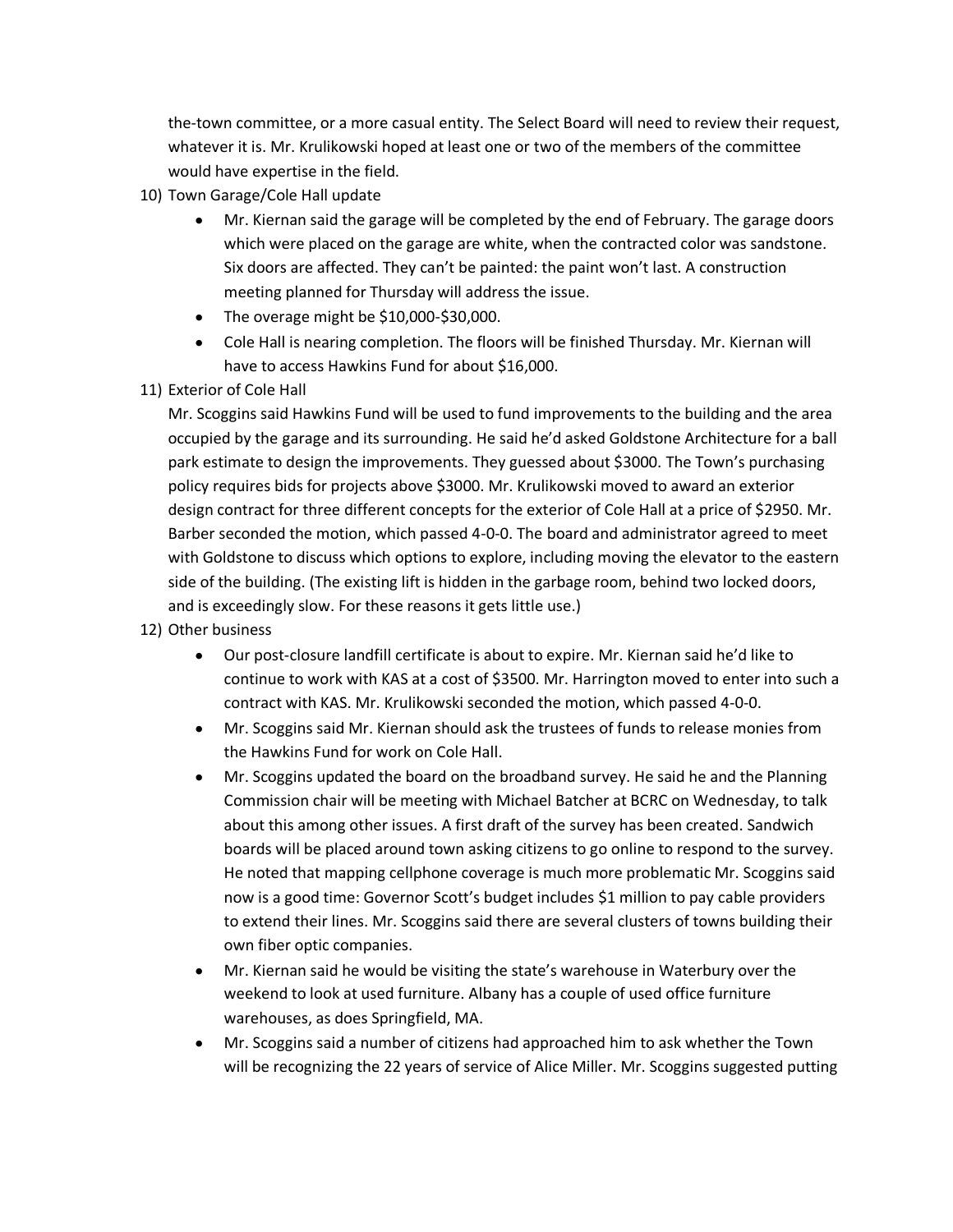the-town committee, or a more casual entity. The Select Board will need to review their request, whatever it is. Mr. Krulikowski hoped at least one or two of the members of the committee would have expertise in the field.

10) Town Garage/Cole Hall update
    - Mr. Kiernan said the garage will be completed by the end of February. The garage doors which were placed on the garage are white, when the contracted color was sandstone. Six doors are affected. They can't be painted: the paint won't last. A construction meeting planned for Thursday will address the issue.
    - The overage might be $10,000-$30,000.
    - Cole Hall is nearing completion. The floors will be finished Thursday. Mr. Kiernan will have to access Hawkins Fund for about $16,000.

11) Exterior of Cole Hall

    Mr. Scoggins said Hawkins Fund will be used to fund improvements to the building and the area occupied by the garage and its surrounding. He said he'd asked Goldstone Architecture for a ball park estimate to design the improvements. They guessed about $3000. The Town's purchasing policy requires bids for projects above $3000. Mr. Krulikowski moved to award an exterior design contract for three different concepts for the exterior of Cole Hall at a price of $2950. Mr. Barber seconded the motion, which passed 4-0-0. The board and administrator agreed to meet with Goldstone to discuss which options to explore, including moving the elevator to the eastern side of the building. (The existing lift is hidden in the garbage room, behind two locked doors, and is exceedingly slow. For these reasons it gets little use.)

12) Other business
    - Our post-closure landfill certificate is about to expire. Mr. Kiernan said he'd like to continue to work with KAS at a cost of $3500. Mr. Harrington moved to enter into such a contract with KAS. Mr. Krulikowski seconded the motion, which passed 4-0-0.
    - Mr. Scoggins said Mr. Kiernan should ask the trustees of funds to release monies from the Hawkins Fund for work on Cole Hall.
    - Mr. Scoggins updated the board on the broadband survey. He said he and the Planning Commission chair will be meeting with Michael Batcher at BCRC on Wednesday, to talk about this among other issues. A first draft of the survey has been created. Sandwich boards will be placed around town asking citizens to go online to respond to the survey. He noted that mapping cellphone coverage is much more problematic Mr. Scoggins said now is a good time: Governor Scott's budget includes $1 million to pay cable providers to extend their lines. Mr. Scoggins said there are several clusters of towns building their own fiber optic companies.
    - Mr. Kiernan said he would be visiting the state's warehouse in Waterbury over the weekend to look at used furniture. Albany has a couple of used office furniture warehouses, as does Springfield, MA.
    - Mr. Scoggins said a number of citizens had approached him to ask whether the Town will be recognizing the 22 years of service of Alice Miller. Mr. Scoggins suggested putting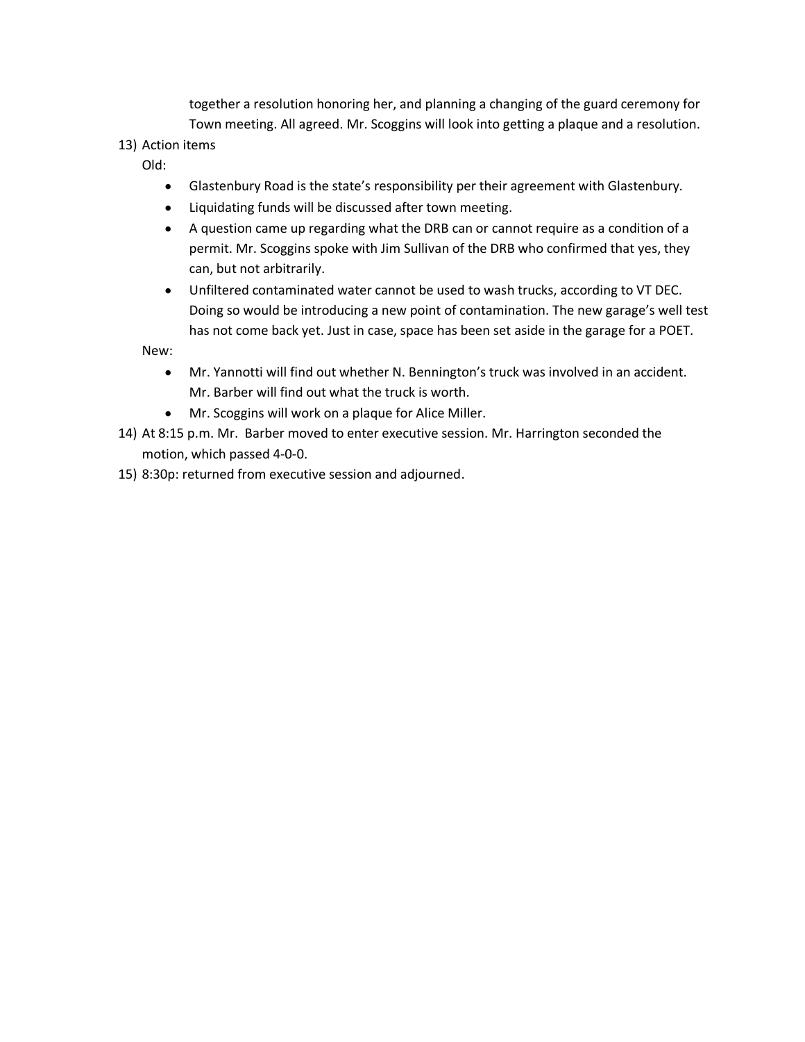together a resolution honoring her, and planning a changing of the guard ceremony for Town meeting. All agreed. Mr. Scoggins will look into getting a plaque and a resolution.

13) Action items

    Old:

    - Glastenbury Road is the state's responsibility per their agreement with Glastenbury.
    - Liquidating funds will be discussed after town meeting.
    - A question came up regarding what the DRB can or cannot require as a condition of a permit. Mr. Scoggins spoke with Jim Sullivan of the DRB who confirmed that yes, they can, but not arbitrarily.
    - Unfiltered contaminated water cannot be used to wash trucks, according to VT DEC. Doing so would be introducing a new point of contamination. The new garage's well test has not come back yet. Just in case, space has been set aside in the garage for a POET.

    New:

    - Mr. Yannotti will find out whether N. Bennington's truck was involved in an accident. Mr. Barber will find out what the truck is worth.
    - Mr. Scoggins will work on a plaque for Alice Miller.

14) At 8:15 p.m. Mr. Barber moved to enter executive session. Mr. Harrington seconded the motion, which passed 4-0-0.
15) 8:30p: returned from executive session and adjourned.